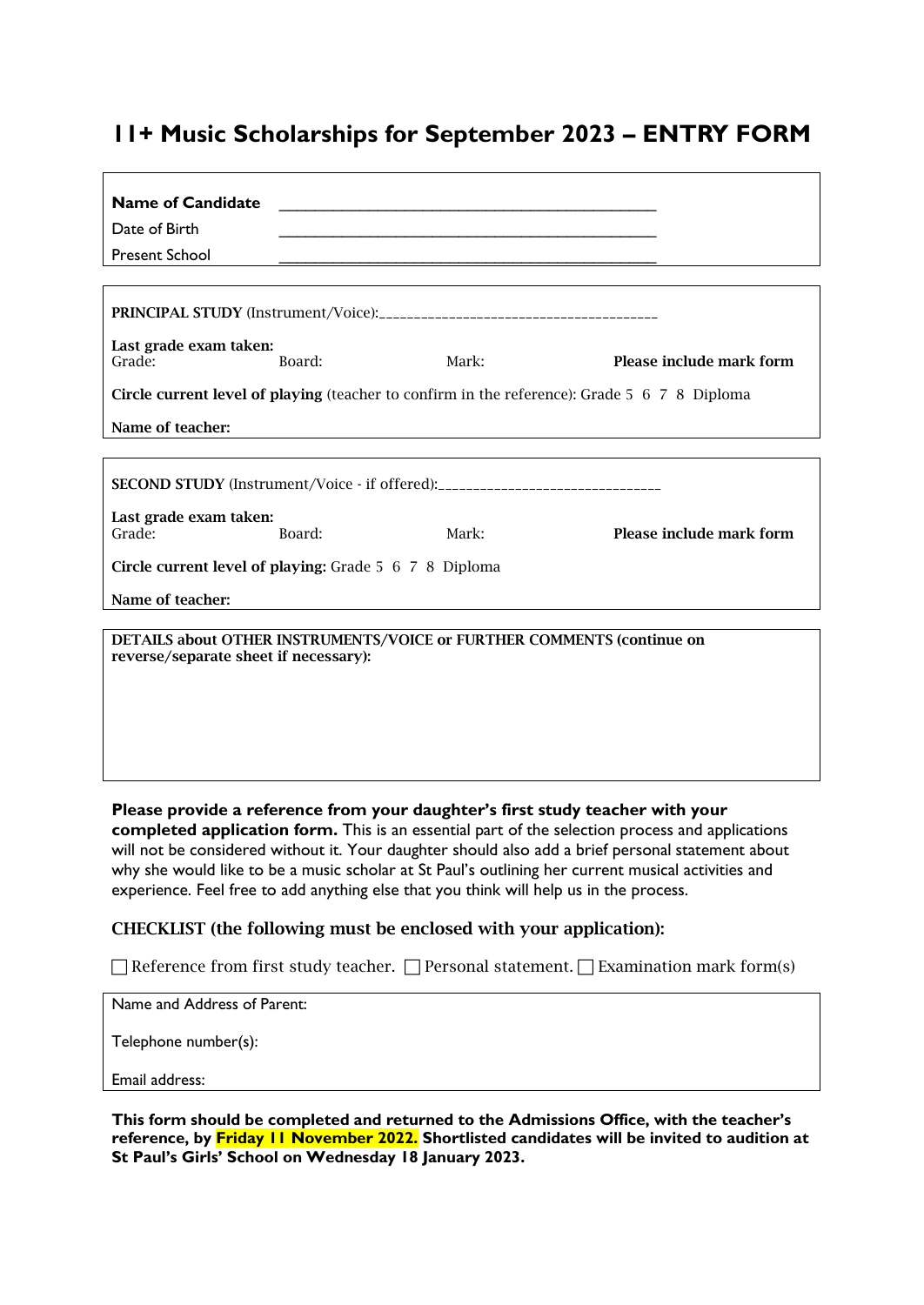# 11+ Music Scholarships for September 2023 – ENTRY FORM

**Name of Candidate** ____________________________________________

Date of Birth ____________________________________________

Present School ____________________________________________

---

**PRINCIPAL STUDY** (Instrument/Voice):_______________________________________

**Last grade exam taken:**
Grade: Board: Mark: **Please include mark form**

**Circle current level of playing** (teacher to confirm in the reference): Grade 5 6 7 8 Diploma

**Name of teacher:**

---

**SECOND STUDY** (Instrument/Voice - if offered):______________________________

**Last grade exam taken:**
Grade: Board: Mark: **Please include mark form**

**Circle current level of playing:** Grade 5 6 7 8 Diploma

**Name of teacher:**

---

**DETAILS about OTHER INSTRUMENTS/VOICE or FURTHER COMMENTS (continue on reverse/separate sheet if necessary):**

---

**Please provide a reference from your daughter's first study teacher with your completed application form.** This is an essential part of the selection process and applications will not be considered without it. Your daughter should also add a brief personal statement about why she would like to be a music scholar at St Paul's outlining her current musical activities and experience. Feel free to add anything else that you think will help us in the process.

## CHECKLIST (the following must be enclosed with your application):

☐ Reference from first study teacher. ☐ Personal statement. ☐ Examination mark form(s)

---

Name and Address of Parent:

Telephone number(s):

Email address:

---

**This form should be completed and returned to the Admissions Office, with the teacher's reference, by Friday 11 November 2022. Shortlisted candidates will be invited to audition at St Paul's Girls' School on Wednesday 18 January 2023.**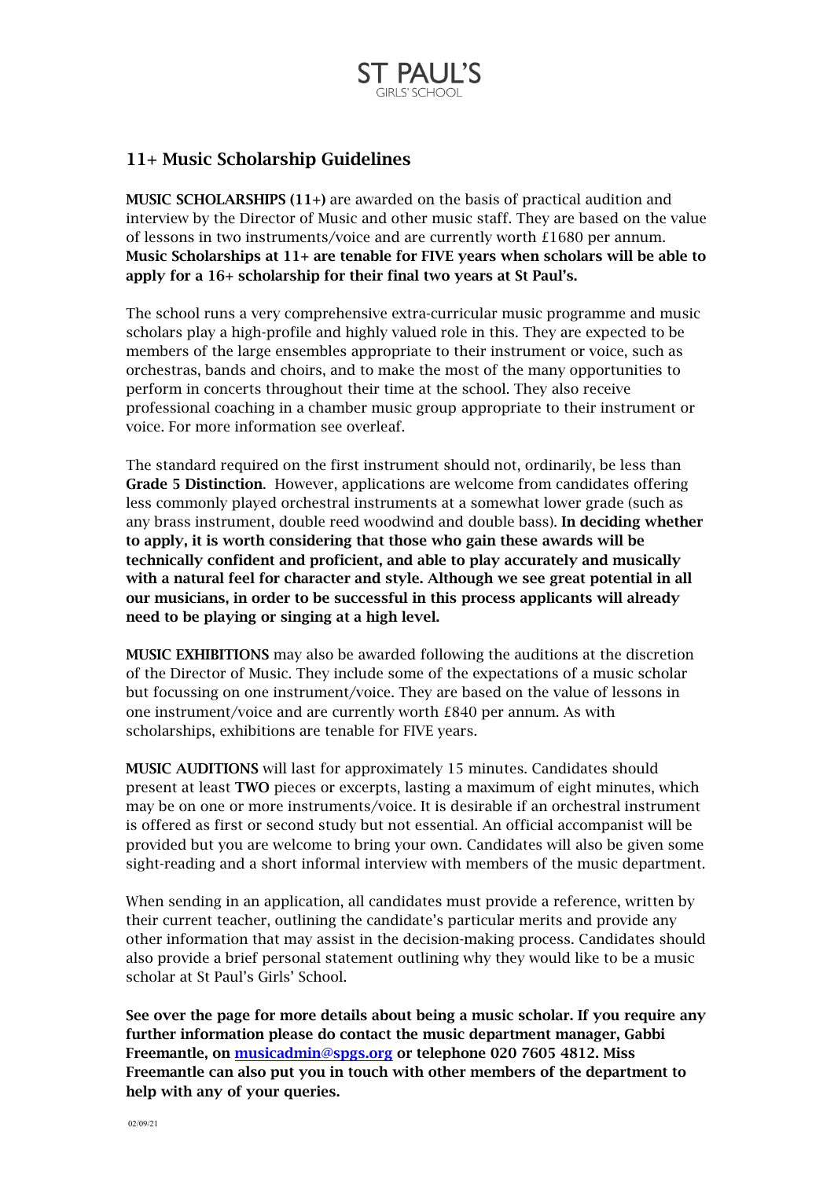# ST PAUL'S
GIRLS' SCHOOL

## 11+ Music Scholarship Guidelines

**MUSIC SCHOLARSHIPS (11+)** are awarded on the basis of practical audition and interview by the Director of Music and other music staff. They are based on the value of lessons in two instruments/voice and are currently worth £1680 per annum. **Music Scholarships at 11+ are tenable for FIVE years when scholars will be able to apply for a 16+ scholarship for their final two years at St Paul's.**

The school runs a very comprehensive extra-curricular music programme and music scholars play a high-profile and highly valued role in this. They are expected to be members of the large ensembles appropriate to their instrument or voice, such as orchestras, bands and choirs, and to make the most of the many opportunities to perform in concerts throughout their time at the school. They also receive professional coaching in a chamber music group appropriate to their instrument or voice. For more information see overleaf.

The standard required on the first instrument should not, ordinarily, be less than **Grade 5 Distinction**. However, applications are welcome from candidates offering less commonly played orchestral instruments at a somewhat lower grade (such as any brass instrument, double reed woodwind and double bass). **In deciding whether to apply, it is worth considering that those who gain these awards will be technically confident and proficient, and able to play accurately and musically with a natural feel for character and style. Although we see great potential in all our musicians, in order to be successful in this process applicants will already need to be playing or singing at a high level.**

**MUSIC EXHIBITIONS** may also be awarded following the auditions at the discretion of the Director of Music. They include some of the expectations of a music scholar but focussing on one instrument/voice. They are based on the value of lessons in one instrument/voice and are currently worth £840 per annum. As with scholarships, exhibitions are tenable for FIVE years.

**MUSIC AUDITIONS** will last for approximately 15 minutes. Candidates should present at least **TWO** pieces or excerpts, lasting a maximum of eight minutes, which may be on one or more instruments/voice. It is desirable if an orchestral instrument is offered as first or second study but not essential. An official accompanist will be provided but you are welcome to bring your own. Candidates will also be given some sight-reading and a short informal interview with members of the music department.

When sending in an application, all candidates must provide a reference, written by their current teacher, outlining the candidate's particular merits and provide any other information that may assist in the decision-making process. Candidates should also provide a brief personal statement outlining why they would like to be a music scholar at St Paul's Girls' School.

**See over the page for more details about being a music scholar. If you require any further information please do contact the music department manager, Gabbi Freemantle, on [musicadmin@spgs.org](mailto:musicadmin@spgs.org) or telephone 020 7605 4812. Miss Freemantle can also put you in touch with other members of the department to help with any of your queries.**

02/09/21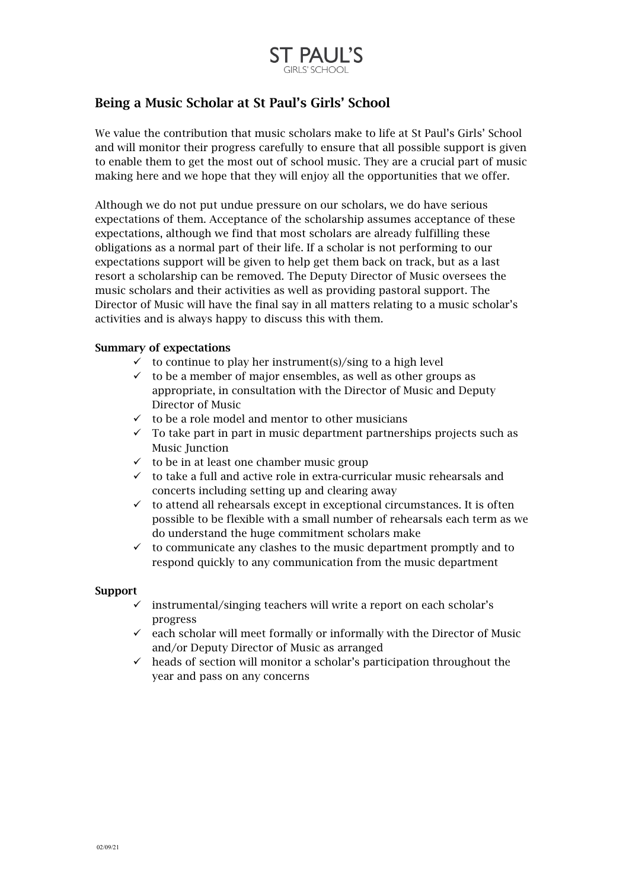ST PAUL'S
GIRLS' SCHOOL

## Being a Music Scholar at St Paul's Girls' School

We value the contribution that music scholars make to life at St Paul's Girls' School and will monitor their progress carefully to ensure that all possible support is given to enable them to get the most out of school music. They are a crucial part of music making here and we hope that they will enjoy all the opportunities that we offer.

Although we do not put undue pressure on our scholars, we do have serious expectations of them. Acceptance of the scholarship assumes acceptance of these expectations, although we find that most scholars are already fulfilling these obligations as a normal part of their life. If a scholar is not performing to our expectations support will be given to help get them back on track, but as a last resort a scholarship can be removed. The Deputy Director of Music oversees the music scholars and their activities as well as providing pastoral support. The Director of Music will have the final say in all matters relating to a music scholar's activities and is always happy to discuss this with them.

**Summary of expectations**

- ✓ to continue to play her instrument(s)/sing to a high level
- ✓ to be a member of major ensembles, as well as other groups as appropriate, in consultation with the Director of Music and Deputy Director of Music
- ✓ to be a role model and mentor to other musicians
- ✓ To take part in part in music department partnerships projects such as Music Junction
- ✓ to be in at least one chamber music group
- ✓ to take a full and active role in extra-curricular music rehearsals and concerts including setting up and clearing away
- ✓ to attend all rehearsals except in exceptional circumstances. It is often possible to be flexible with a small number of rehearsals each term as we do understand the huge commitment scholars make
- ✓ to communicate any clashes to the music department promptly and to respond quickly to any communication from the music department

**Support**

- ✓ instrumental/singing teachers will write a report on each scholar's progress
- ✓ each scholar will meet formally or informally with the Director of Music and/or Deputy Director of Music as arranged
- ✓ heads of section will monitor a scholar's participation throughout the year and pass on any concerns

02/09/21